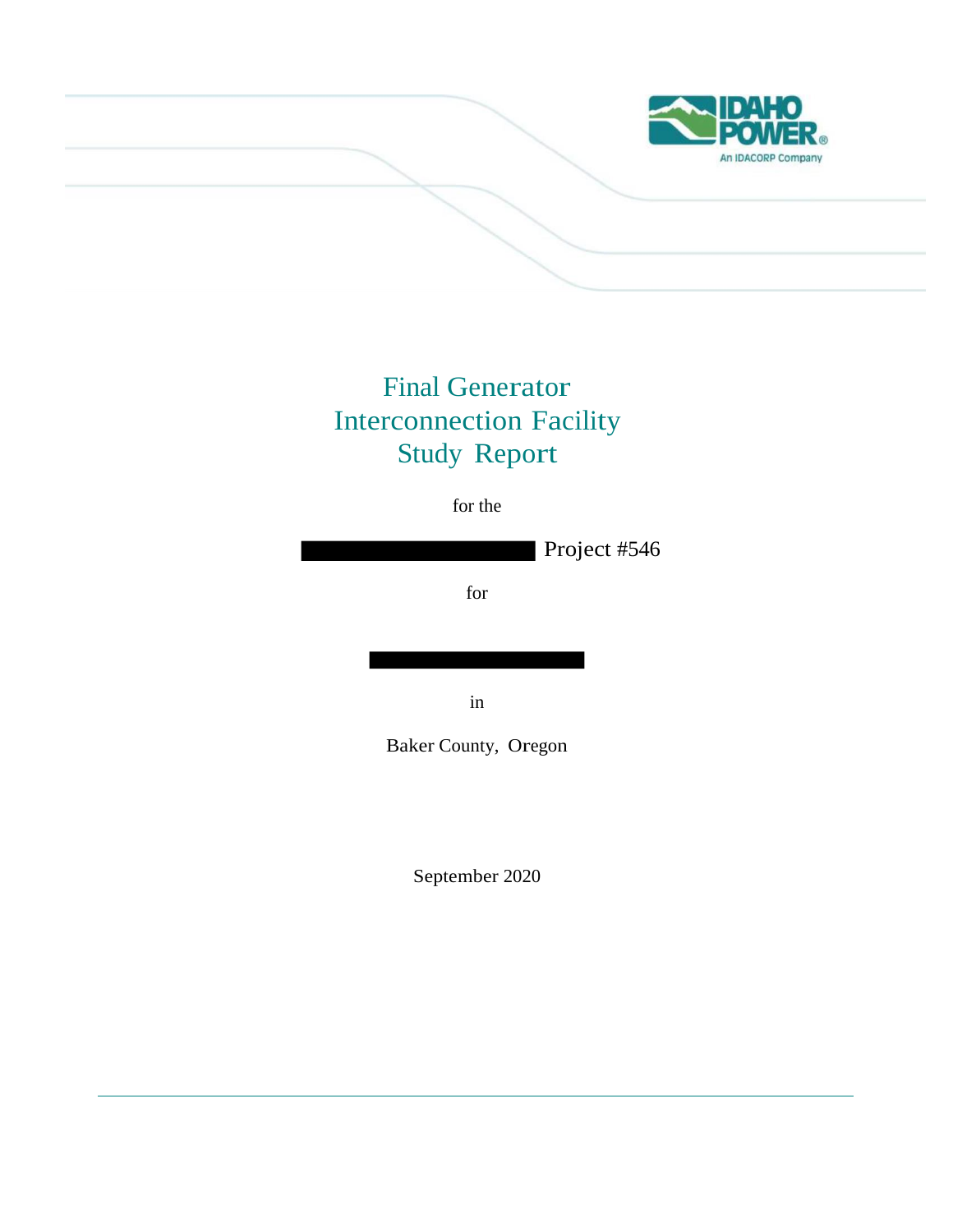# Final Generator Interconnection Facility Study Report

for the

████████████████ Project #546

for

████████████████

in

Baker County, Oregon

September 2020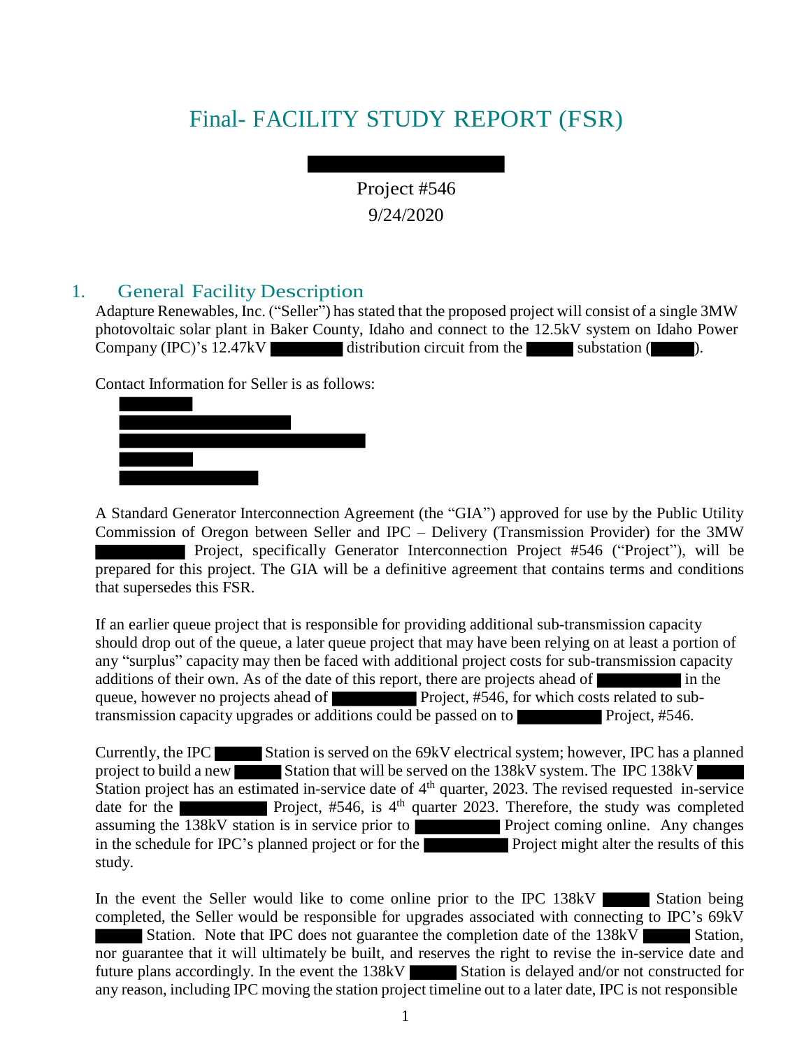# Final- FACILITY STUDY REPORT (FSR)

Project #546
9/24/2020

## 1. General Facility Description

Adapture Renewables, Inc. ("Seller") has stated that the proposed project will consist of a single 3MW photovoltaic solar plant in Baker County, Idaho and connect to the 12.5kV system on Idaho Power Company (IPC)'s 12.47kV distribution circuit from the substation ( ).

Contact Information for Seller is as follows:

A Standard Generator Interconnection Agreement (the "GIA") approved for use by the Public Utility Commission of Oregon between Seller and IPC – Delivery (Transmission Provider) for the 3MW Project, specifically Generator Interconnection Project #546 ("Project"), will be prepared for this project. The GIA will be a definitive agreement that contains terms and conditions that supersedes this FSR.

If an earlier queue project that is responsible for providing additional sub-transmission capacity should drop out of the queue, a later queue project that may have been relying on at least a portion of any "surplus" capacity may then be faced with additional project costs for sub-transmission capacity additions of their own. As of the date of this report, there are projects ahead of in the queue, however no projects ahead of Project, #546, for which costs related to sub-transmission capacity upgrades or additions could be passed on to Project, #546.

Currently, the IPC Station is served on the 69kV electrical system; however, IPC has a planned project to build a new Station that will be served on the 138kV system. The IPC 138kV Station project has an estimated in-service date of 4th quarter, 2023. The revised requested in-service date for the Project, #546, is 4th quarter 2023. Therefore, the study was completed assuming the 138kV station is in service prior to Project coming online. Any changes in the schedule for IPC's planned project or for the Project might alter the results of this study.

In the event the Seller would like to come online prior to the IPC 138kV Station being completed, the Seller would be responsible for upgrades associated with connecting to IPC's 69kV Station. Note that IPC does not guarantee the completion date of the 138kV Station, nor guarantee that it will ultimately be built, and reserves the right to revise the in-service date and future plans accordingly. In the event the 138kV Station is delayed and/or not constructed for any reason, including IPC moving the station project timeline out to a later date, IPC is not responsible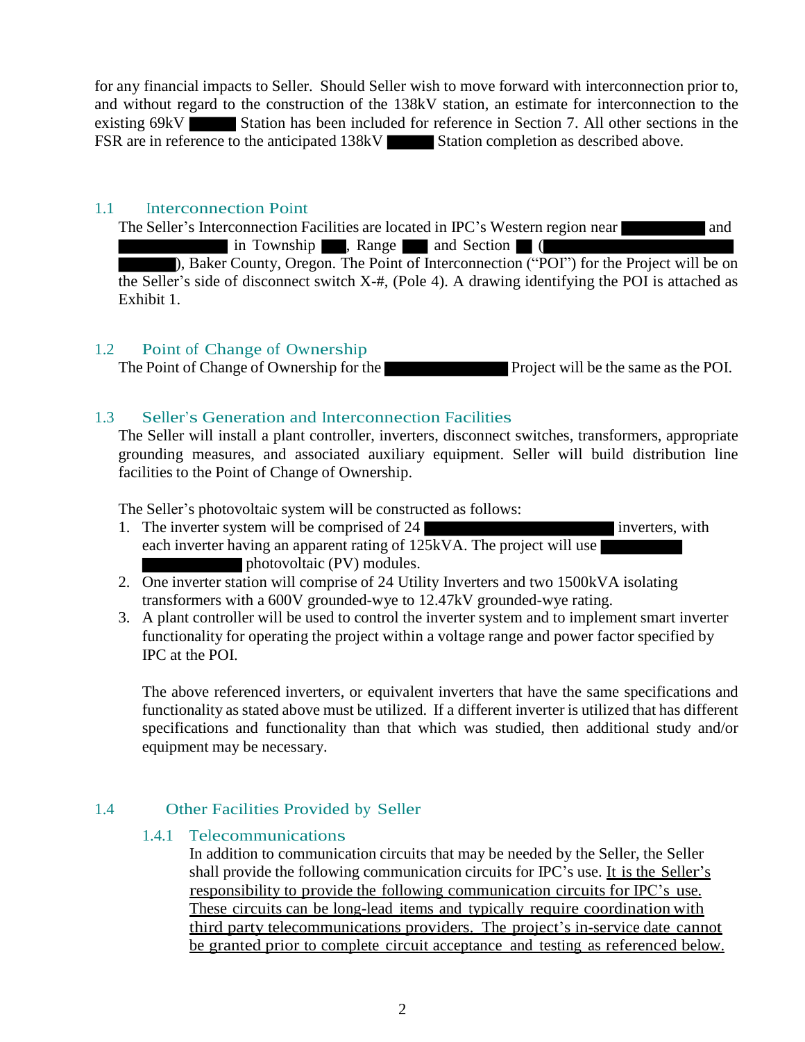for any financial impacts to Seller. Should Seller wish to move forward with interconnection prior to, and without regard to the construction of the 138kV station, an estimate for interconnection to the existing 69kV ██████ Station has been included for reference in Section 7. All other sections in the FSR are in reference to the anticipated 138kV ██████ Station completion as described above.

## 1.1 Interconnection Point

The Seller's Interconnection Facilities are located in IPC's Western region near ██████████ and ██████████████ in Township ███, Range ███ and Section ██ (████████████████████████ ███████), Baker County, Oregon. The Point of Interconnection ("POI") for the Project will be on the Seller's side of disconnect switch X-#, (Pole 4). A drawing identifying the POI is attached as Exhibit 1.

## 1.2 Point of Change of Ownership

The Point of Change of Ownership for the ████████████████ Project will be the same as the POI.

## 1.3 Seller's Generation and Interconnection Facilities

The Seller will install a plant controller, inverters, disconnect switches, transformers, appropriate grounding measures, and associated auxiliary equipment. Seller will build distribution line facilities to the Point of Change of Ownership.

The Seller's photovoltaic system will be constructed as follows:

1. The inverter system will be comprised of 24 ████████████████████████ inverters, with each inverter having an apparent rating of 125kVA. The project will use ██████████ ████████████ photovoltaic (PV) modules.
2. One inverter station will comprise of 24 Utility Inverters and two 1500kVA isolating transformers with a 600V grounded-wye to 12.47kV grounded-wye rating.
3. A plant controller will be used to control the inverter system and to implement smart inverter functionality for operating the project within a voltage range and power factor specified by IPC at the POI.

   The above referenced inverters, or equivalent inverters that have the same specifications and functionality as stated above must be utilized. If a different inverter is utilized that has different specifications and functionality than that which was studied, then additional study and/or equipment may be necessary.

## 1.4 Other Facilities Provided by Seller

### 1.4.1 Telecommunications

In addition to communication circuits that may be needed by the Seller, the Seller shall provide the following communication circuits for IPC's use. <u>It is the Seller's responsibility to provide the following communication circuits for IPC's use. These circuits can be long-lead items and typically require coordination with third party telecommunications providers. The project's in-service date cannot be granted prior to complete circuit acceptance and testing as referenced below.</u>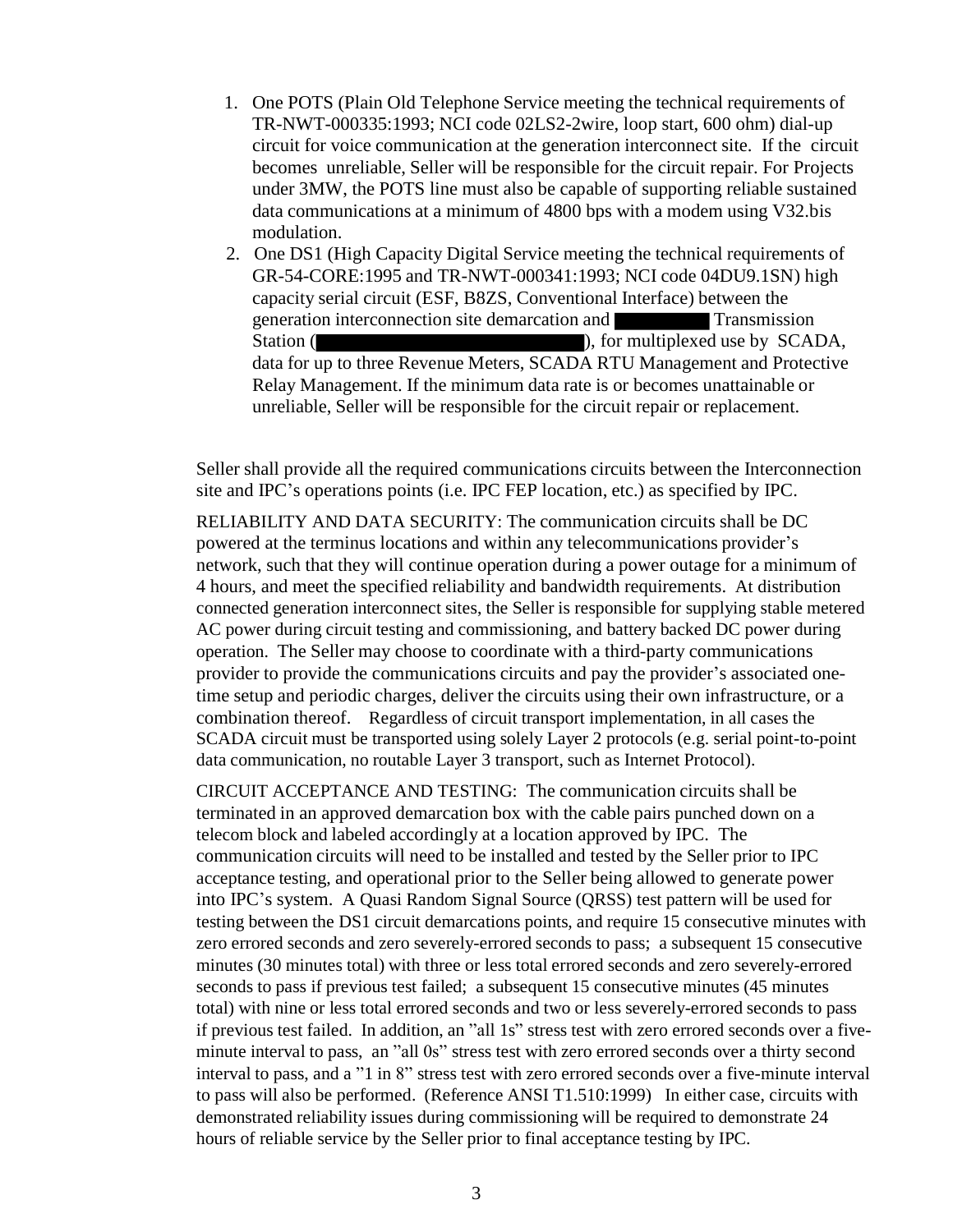1. One POTS (Plain Old Telephone Service meeting the technical requirements of TR-NWT-000335:1993; NCI code 02LS2-2wire, loop start, 600 ohm) dial-up circuit for voice communication at the generation interconnect site. If the circuit becomes unreliable, Seller will be responsible for the circuit repair. For Projects under 3MW, the POTS line must also be capable of supporting reliable sustained data communications at a minimum of 4800 bps with a modem using V32.bis modulation.
2. One DS1 (High Capacity Digital Service meeting the technical requirements of GR-54-CORE:1995 and TR-NWT-000341:1993; NCI code 04DU9.1SN) high capacity serial circuit (ESF, B8ZS, Conventional Interface) between the generation interconnection site demarcation and ██████ Transmission Station (████████████████), for multiplexed use by SCADA, data for up to three Revenue Meters, SCADA RTU Management and Protective Relay Management. If the minimum data rate is or becomes unattainable or unreliable, Seller will be responsible for the circuit repair or replacement.

Seller shall provide all the required communications circuits between the Interconnection site and IPC's operations points (i.e. IPC FEP location, etc.) as specified by IPC.

RELIABILITY AND DATA SECURITY: The communication circuits shall be DC powered at the terminus locations and within any telecommunications provider's network, such that they will continue operation during a power outage for a minimum of 4 hours, and meet the specified reliability and bandwidth requirements. At distribution connected generation interconnect sites, the Seller is responsible for supplying stable metered AC power during circuit testing and commissioning, and battery backed DC power during operation. The Seller may choose to coordinate with a third-party communications provider to provide the communications circuits and pay the provider's associated one-time setup and periodic charges, deliver the circuits using their own infrastructure, or a combination thereof. Regardless of circuit transport implementation, in all cases the SCADA circuit must be transported using solely Layer 2 protocols (e.g. serial point-to-point data communication, no routable Layer 3 transport, such as Internet Protocol).

CIRCUIT ACCEPTANCE AND TESTING: The communication circuits shall be terminated in an approved demarcation box with the cable pairs punched down on a telecom block and labeled accordingly at a location approved by IPC. The communication circuits will need to be installed and tested by the Seller prior to IPC acceptance testing, and operational prior to the Seller being allowed to generate power into IPC's system. A Quasi Random Signal Source (QRSS) test pattern will be used for testing between the DS1 circuit demarcations points, and require 15 consecutive minutes with zero errored seconds and zero severely-errored seconds to pass; a subsequent 15 consecutive minutes (30 minutes total) with three or less total errored seconds and zero severely-errored seconds to pass if previous test failed; a subsequent 15 consecutive minutes (45 minutes total) with nine or less total errored seconds and two or less severely-errored seconds to pass if previous test failed. In addition, an "all 1s" stress test with zero errored seconds over a five-minute interval to pass, an "all 0s" stress test with zero errored seconds over a thirty second interval to pass, and a "1 in 8" stress test with zero errored seconds over a five-minute interval to pass will also be performed. (Reference ANSI T1.510:1999) In either case, circuits with demonstrated reliability issues during commissioning will be required to demonstrate 24 hours of reliable service by the Seller prior to final acceptance testing by IPC.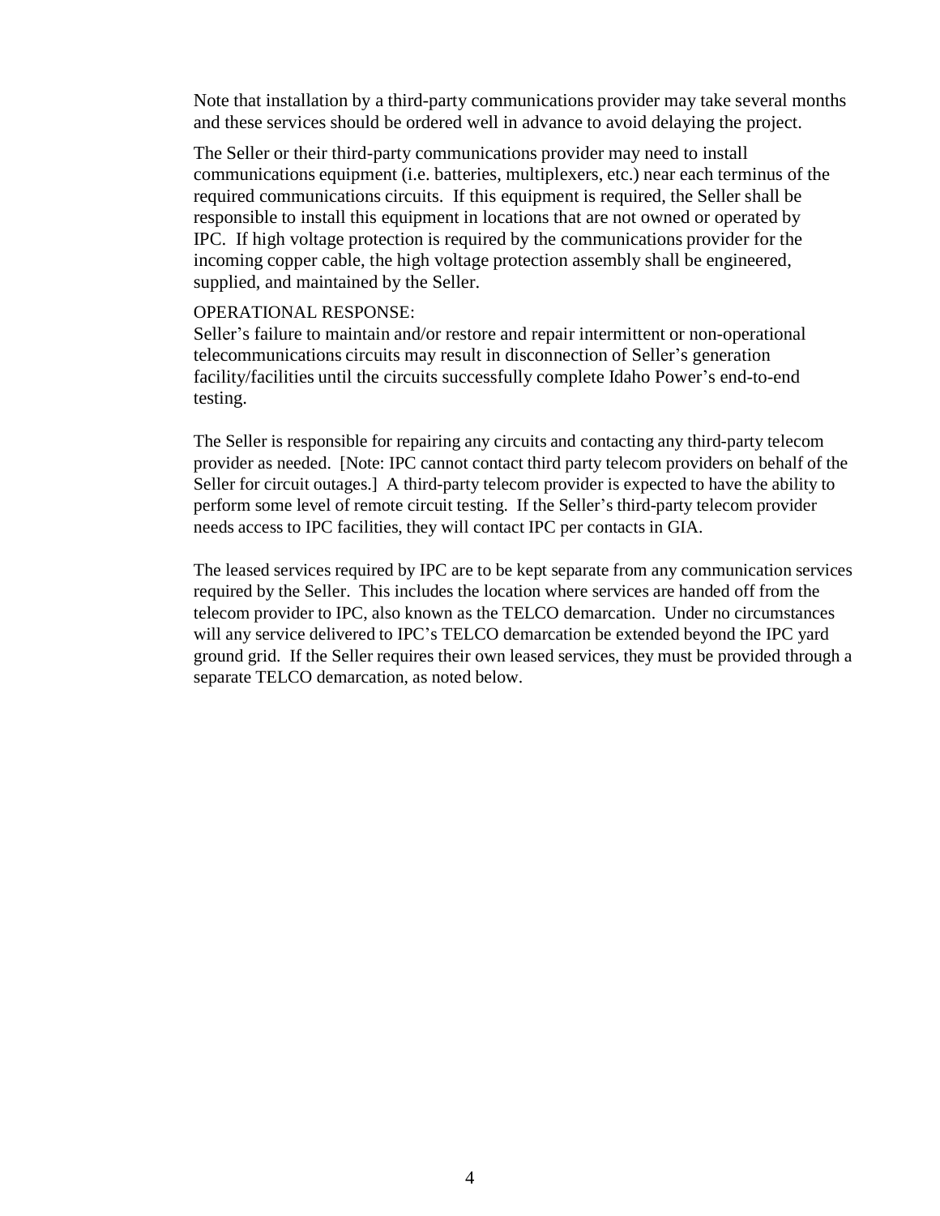Note that installation by a third-party communications provider may take several months and these services should be ordered well in advance to avoid delaying the project.

The Seller or their third-party communications provider may need to install communications equipment (i.e. batteries, multiplexers, etc.) near each terminus of the required communications circuits. If this equipment is required, the Seller shall be responsible to install this equipment in locations that are not owned or operated by IPC. If high voltage protection is required by the communications provider for the incoming copper cable, the high voltage protection assembly shall be engineered, supplied, and maintained by the Seller.

OPERATIONAL RESPONSE:
Seller's failure to maintain and/or restore and repair intermittent or non-operational telecommunications circuits may result in disconnection of Seller's generation facility/facilities until the circuits successfully complete Idaho Power's end-to-end testing.

The Seller is responsible for repairing any circuits and contacting any third-party telecom provider as needed. [Note: IPC cannot contact third party telecom providers on behalf of the Seller for circuit outages.] A third-party telecom provider is expected to have the ability to perform some level of remote circuit testing. If the Seller's third-party telecom provider needs access to IPC facilities, they will contact IPC per contacts in GIA.

The leased services required by IPC are to be kept separate from any communication services required by the Seller. This includes the location where services are handed off from the telecom provider to IPC, also known as the TELCO demarcation. Under no circumstances will any service delivered to IPC's TELCO demarcation be extended beyond the IPC yard ground grid. If the Seller requires their own leased services, they must be provided through a separate TELCO demarcation, as noted below.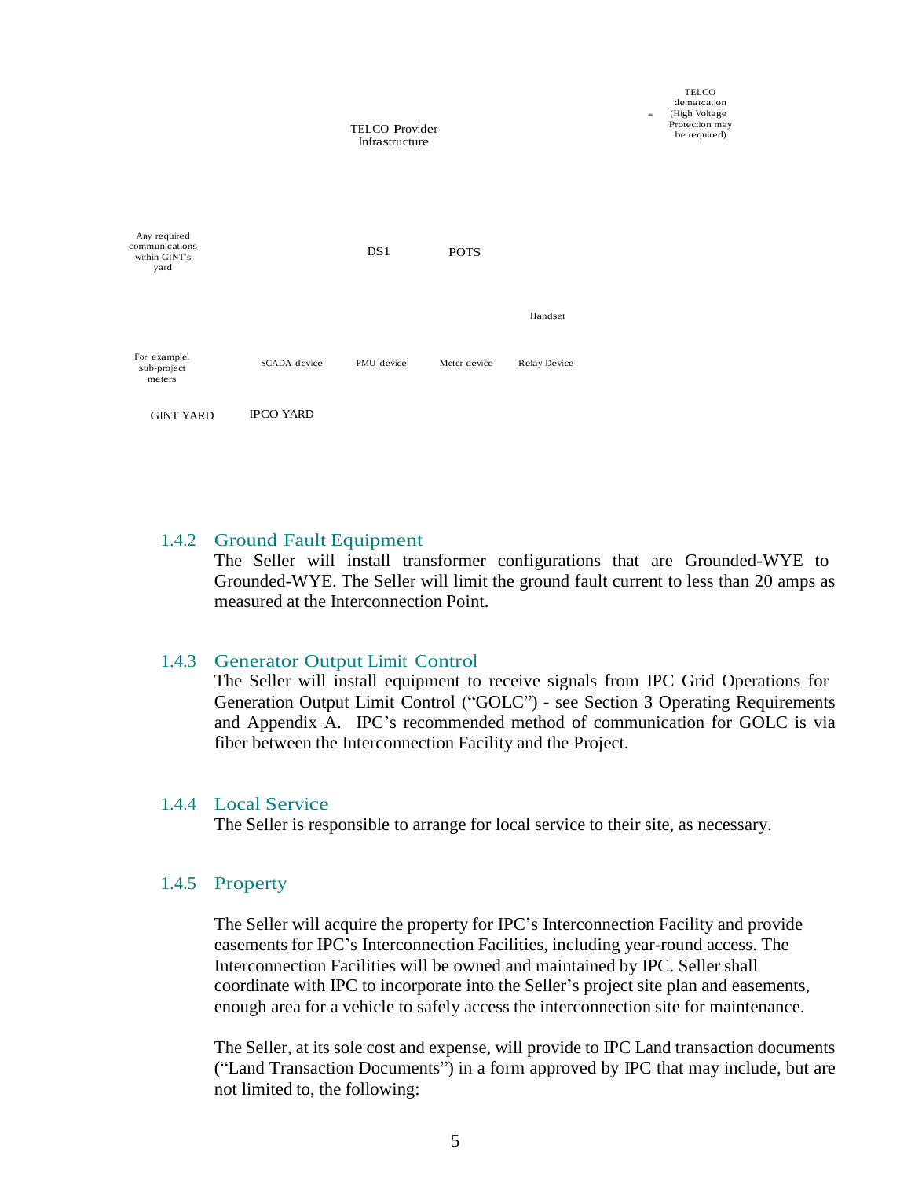TELCO Provider Infrastructure

TELCO demarcation (High Voltage Protection may be required)

Any required communications within GINT's yard

DS1

POTS

Handset

For example. sub-project meters

SCADA device

PMU device

Meter device

Relay Device

GINT YARD

IPCO YARD

### 1.4.2 Ground Fault Equipment

The Seller will install transformer configurations that are Grounded-WYE to Grounded-WYE. The Seller will limit the ground fault current to less than 20 amps as measured at the Interconnection Point.

### 1.4.3 Generator Output Limit Control

The Seller will install equipment to receive signals from IPC Grid Operations for Generation Output Limit Control ("GOLC") - see Section 3 Operating Requirements and Appendix A. IPC's recommended method of communication for GOLC is via fiber between the Interconnection Facility and the Project.

### 1.4.4 Local Service

The Seller is responsible to arrange for local service to their site, as necessary.

### 1.4.5 Property

The Seller will acquire the property for IPC's Interconnection Facility and provide easements for IPC's Interconnection Facilities, including year-round access. The Interconnection Facilities will be owned and maintained by IPC. Seller shall coordinate with IPC to incorporate into the Seller's project site plan and easements, enough area for a vehicle to safely access the interconnection site for maintenance.

The Seller, at its sole cost and expense, will provide to IPC Land transaction documents ("Land Transaction Documents") in a form approved by IPC that may include, but are not limited to, the following: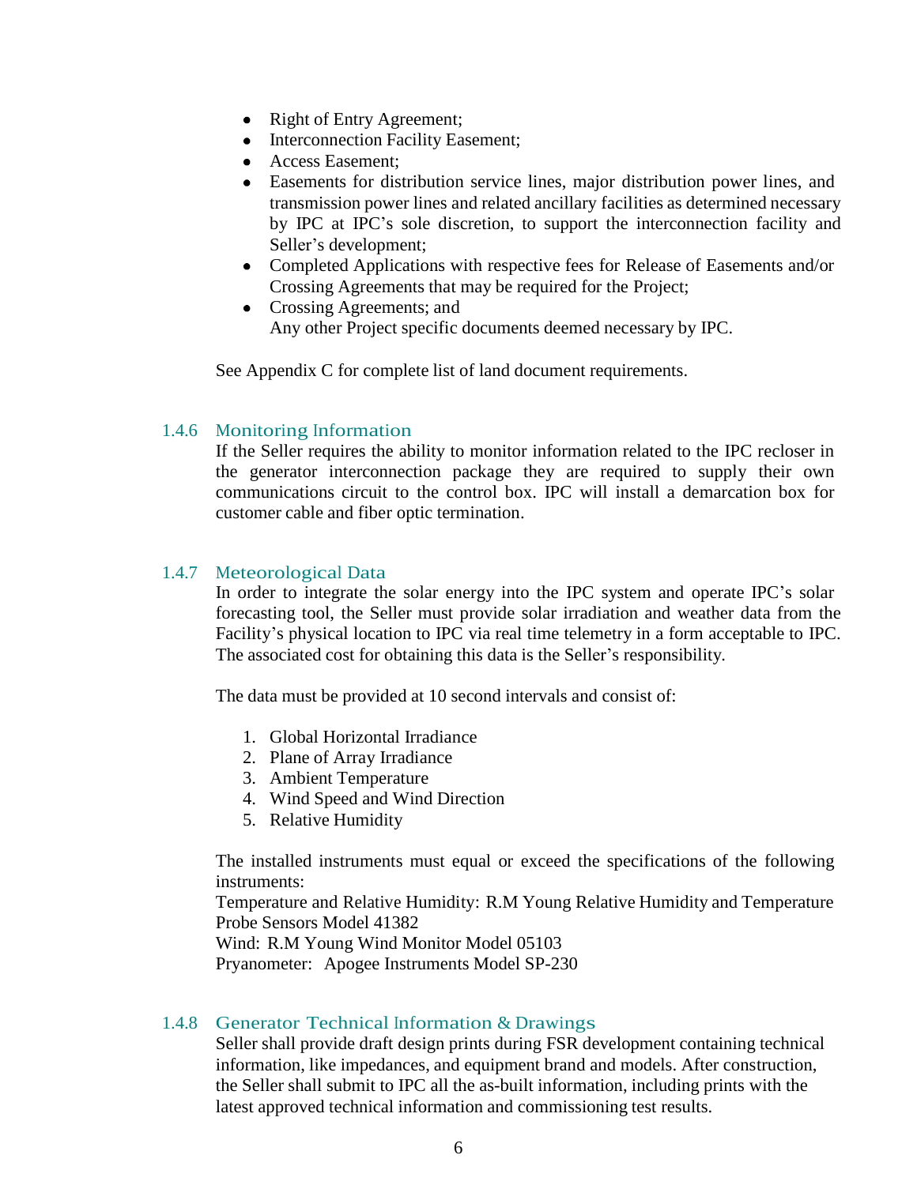- Right of Entry Agreement;
- Interconnection Facility Easement;
- Access Easement;
- Easements for distribution service lines, major distribution power lines, and transmission power lines and related ancillary facilities as determined necessary by IPC at IPC's sole discretion, to support the interconnection facility and Seller's development;
- Completed Applications with respective fees for Release of Easements and/or Crossing Agreements that may be required for the Project;
- Crossing Agreements; and
  Any other Project specific documents deemed necessary by IPC.

See Appendix C for complete list of land document requirements.

### 1.4.6 Monitoring Information

If the Seller requires the ability to monitor information related to the IPC recloser in the generator interconnection package they are required to supply their own communications circuit to the control box. IPC will install a demarcation box for customer cable and fiber optic termination.

### 1.4.7 Meteorological Data

In order to integrate the solar energy into the IPC system and operate IPC's solar forecasting tool, the Seller must provide solar irradiation and weather data from the Facility's physical location to IPC via real time telemetry in a form acceptable to IPC. The associated cost for obtaining this data is the Seller's responsibility.

The data must be provided at 10 second intervals and consist of:

1. Global Horizontal Irradiance
2. Plane of Array Irradiance
3. Ambient Temperature
4. Wind Speed and Wind Direction
5. Relative Humidity

The installed instruments must equal or exceed the specifications of the following instruments:
Temperature and Relative Humidity: R.M Young Relative Humidity and Temperature Probe Sensors Model 41382
Wind: R.M Young Wind Monitor Model 05103
Pryanometer: Apogee Instruments Model SP-230

### 1.4.8 Generator Technical Information & Drawings

Seller shall provide draft design prints during FSR development containing technical information, like impedances, and equipment brand and models. After construction, the Seller shall submit to IPC all the as-built information, including prints with the latest approved technical information and commissioning test results.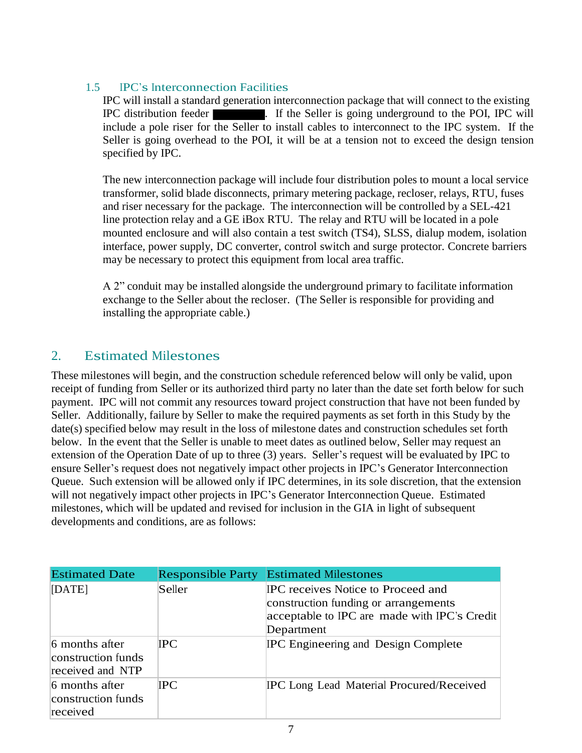### 1.5 IPC's Interconnection Facilities

IPC will install a standard generation interconnection package that will connect to the existing IPC distribution feeder ████████. If the Seller is going underground to the POI, IPC will include a pole riser for the Seller to install cables to interconnect to the IPC system. If the Seller is going overhead to the POI, it will be at a tension not to exceed the design tension specified by IPC.

The new interconnection package will include four distribution poles to mount a local service transformer, solid blade disconnects, primary metering package, recloser, relays, RTU, fuses and riser necessary for the package. The interconnection will be controlled by a SEL-421 line protection relay and a GE iBox RTU. The relay and RTU will be located in a pole mounted enclosure and will also contain a test switch (TS4), SLSS, dialup modem, isolation interface, power supply, DC converter, control switch and surge protector. Concrete barriers may be necessary to protect this equipment from local area traffic.

A 2" conduit may be installed alongside the underground primary to facilitate information exchange to the Seller about the recloser. (The Seller is responsible for providing and installing the appropriate cable.)

## 2. Estimated Milestones

These milestones will begin, and the construction schedule referenced below will only be valid, upon receipt of funding from Seller or its authorized third party no later than the date set forth below for such payment. IPC will not commit any resources toward project construction that have not been funded by Seller. Additionally, failure by Seller to make the required payments as set forth in this Study by the date(s) specified below may result in the loss of milestone dates and construction schedules set forth below. In the event that the Seller is unable to meet dates as outlined below, Seller may request an extension of the Operation Date of up to three (3) years. Seller's request will be evaluated by IPC to ensure Seller's request does not negatively impact other projects in IPC's Generator Interconnection Queue. Such extension will be allowed only if IPC determines, in its sole discretion, that the extension will not negatively impact other projects in IPC's Generator Interconnection Queue. Estimated milestones, which will be updated and revised for inclusion in the GIA in light of subsequent developments and conditions, are as follows:

| Estimated Date | Responsible Party | Estimated Milestones |
|---|---|---|
| [DATE] | Seller | IPC receives Notice to Proceed and construction funding or arrangements acceptable to IPC are made with IPC's Credit Department |
| 6 months after construction funds received and NTP | IPC | IPC Engineering and Design Complete |
| 6 months after construction funds received | IPC | IPC Long Lead Material Procured/Received |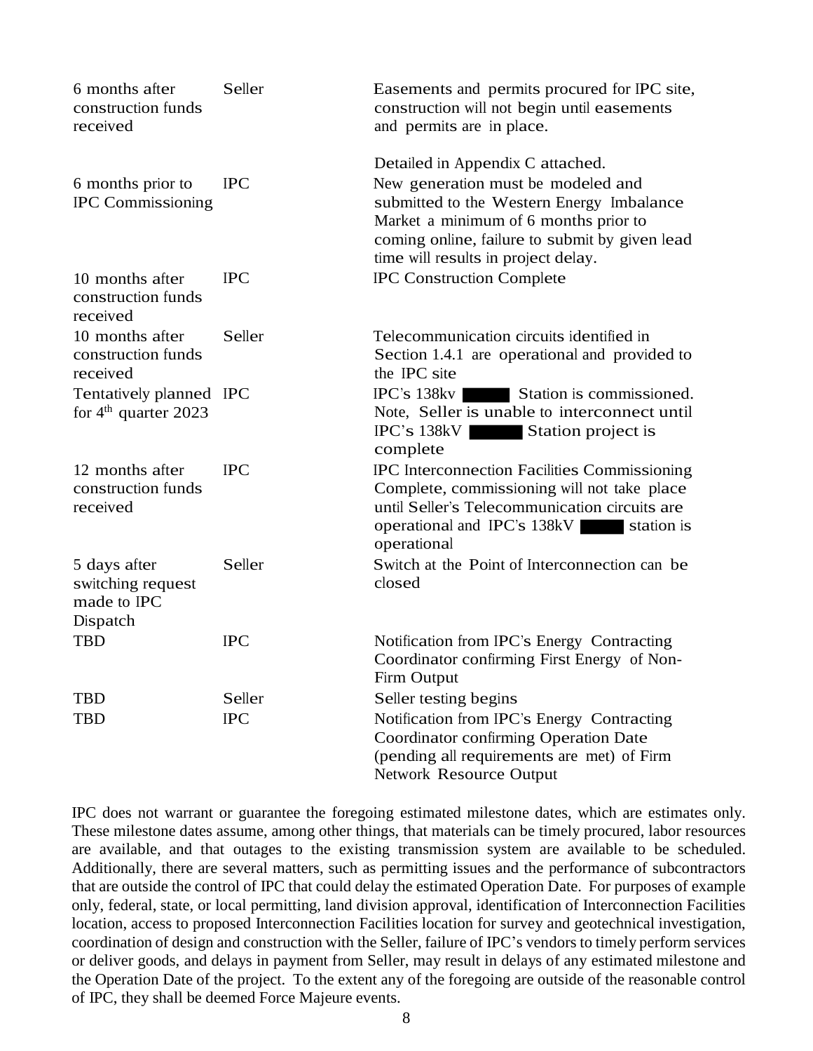| | | |
|---|---|---|
| 6 months after construction funds received | Seller | Easements and permits procured for IPC site, construction will not begin until easements and permits are in place. Detailed in Appendix C attached. |
| 6 months prior to IPC Commissioning | IPC | New generation must be modeled and submitted to the Western Energy Imbalance Market a minimum of 6 months prior to coming online, failure to submit by given lead time will results in project delay. |
| 10 months after construction funds received | IPC | IPC Construction Complete |
| 10 months after construction funds received | Seller | Telecommunication circuits identified in Section 1.4.1 are operational and provided to the IPC site |
| Tentatively planned for 4th quarter 2023 | IPC | IPC's 138kv ██████ Station is commissioned. Note, Seller is unable to interconnect until IPC's 138kV ██████ Station project is complete |
| 12 months after construction funds received | IPC | IPC Interconnection Facilities Commissioning Complete, commissioning will not take place until Seller's Telecommunication circuits are operational and IPC's 138kV ██████ station is operational |
| 5 days after switching request made to IPC Dispatch | Seller | Switch at the Point of Interconnection can be closed |
| TBD | IPC | Notification from IPC's Energy Contracting Coordinator confirming First Energy of Non-Firm Output |
| TBD | Seller | Seller testing begins |
| TBD | IPC | Notification from IPC's Energy Contracting Coordinator confirming Operation Date (pending all requirements are met) of Firm Network Resource Output |

IPC does not warrant or guarantee the foregoing estimated milestone dates, which are estimates only. These milestone dates assume, among other things, that materials can be timely procured, labor resources are available, and that outages to the existing transmission system are available to be scheduled. Additionally, there are several matters, such as permitting issues and the performance of subcontractors that are outside the control of IPC that could delay the estimated Operation Date. For purposes of example only, federal, state, or local permitting, land division approval, identification of Interconnection Facilities location, access to proposed Interconnection Facilities location for survey and geotechnical investigation, coordination of design and construction with the Seller, failure of IPC's vendors to timely perform services or deliver goods, and delays in payment from Seller, may result in delays of any estimated milestone and the Operation Date of the project. To the extent any of the foregoing are outside of the reasonable control of IPC, they shall be deemed Force Majeure events.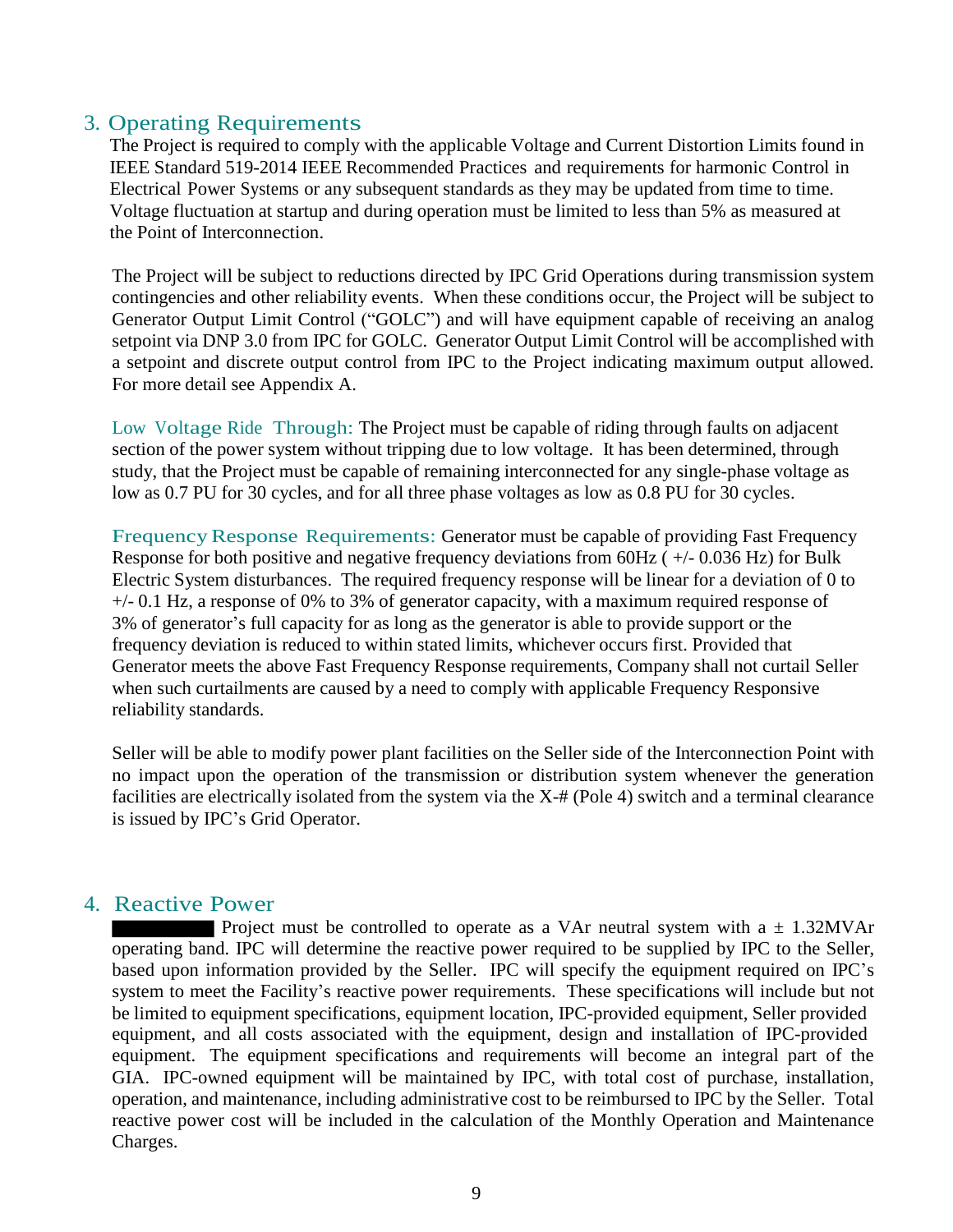## 3. Operating Requirements

The Project is required to comply with the applicable Voltage and Current Distortion Limits found in IEEE Standard 519-2014 IEEE Recommended Practices and requirements for harmonic Control in Electrical Power Systems or any subsequent standards as they may be updated from time to time. Voltage fluctuation at startup and during operation must be limited to less than 5% as measured at the Point of Interconnection.

The Project will be subject to reductions directed by IPC Grid Operations during transmission system contingencies and other reliability events. When these conditions occur, the Project will be subject to Generator Output Limit Control ("GOLC") and will have equipment capable of receiving an analog setpoint via DNP 3.0 from IPC for GOLC. Generator Output Limit Control will be accomplished with a setpoint and discrete output control from IPC to the Project indicating maximum output allowed. For more detail see Appendix A.

Low Voltage Ride Through: The Project must be capable of riding through faults on adjacent section of the power system without tripping due to low voltage. It has been determined, through study, that the Project must be capable of remaining interconnected for any single-phase voltage as low as 0.7 PU for 30 cycles, and for all three phase voltages as low as 0.8 PU for 30 cycles.

Frequency Response Requirements: Generator must be capable of providing Fast Frequency Response for both positive and negative frequency deviations from 60Hz ( +/- 0.036 Hz) for Bulk Electric System disturbances. The required frequency response will be linear for a deviation of 0 to +/- 0.1 Hz, a response of 0% to 3% of generator capacity, with a maximum required response of 3% of generator's full capacity for as long as the generator is able to provide support or the frequency deviation is reduced to within stated limits, whichever occurs first. Provided that Generator meets the above Fast Frequency Response requirements, Company shall not curtail Seller when such curtailments are caused by a need to comply with applicable Frequency Responsive reliability standards.

Seller will be able to modify power plant facilities on the Seller side of the Interconnection Point with no impact upon the operation of the transmission or distribution system whenever the generation facilities are electrically isolated from the system via the X-# (Pole 4) switch and a terminal clearance is issued by IPC's Grid Operator.

## 4. Reactive Power

██████ Project must be controlled to operate as a VAr neutral system with a ± 1.32MVAr operating band. IPC will determine the reactive power required to be supplied by IPC to the Seller, based upon information provided by the Seller. IPC will specify the equipment required on IPC's system to meet the Facility's reactive power requirements. These specifications will include but not be limited to equipment specifications, equipment location, IPC-provided equipment, Seller provided equipment, and all costs associated with the equipment, design and installation of IPC-provided equipment. The equipment specifications and requirements will become an integral part of the GIA. IPC-owned equipment will be maintained by IPC, with total cost of purchase, installation, operation, and maintenance, including administrative cost to be reimbursed to IPC by the Seller. Total reactive power cost will be included in the calculation of the Monthly Operation and Maintenance Charges.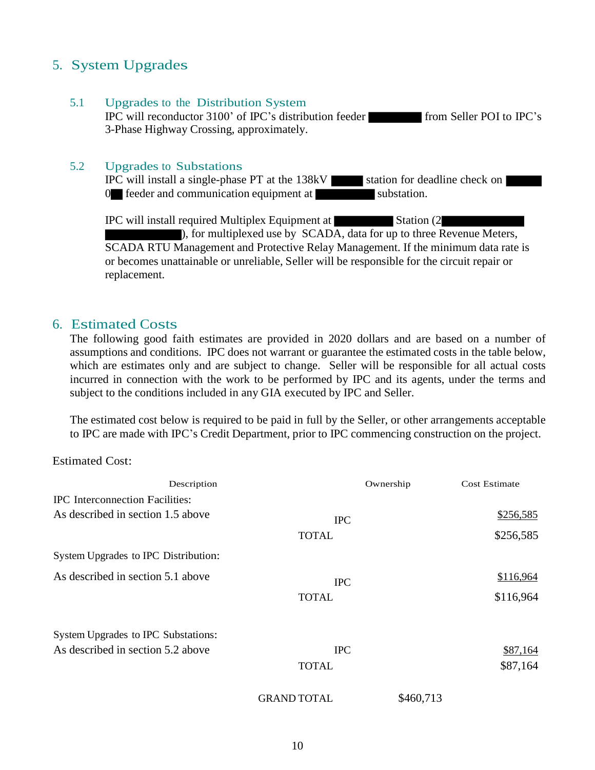## 5. System Upgrades

### 5.1 Upgrades to the Distribution System

IPC will reconductor 3100' of IPC's distribution feeder ██████ from Seller POI to IPC's 3-Phase Highway Crossing, approximately.

### 5.2 Upgrades to Substations

IPC will install a single-phase PT at the 138kV ████ station for deadline check on ████ 0██ feeder and communication equipment at ██████ substation.

IPC will install required Multiplex Equipment at ██████ Station (2████████ ██████), for multiplexed use by SCADA, data for up to three Revenue Meters, SCADA RTU Management and Protective Relay Management. If the minimum data rate is or becomes unattainable or unreliable, Seller will be responsible for the circuit repair or replacement.

## 6. Estimated Costs

The following good faith estimates are provided in 2020 dollars and are based on a number of assumptions and conditions. IPC does not warrant or guarantee the estimated costs in the table below, which are estimates only and are subject to change. Seller will be responsible for all actual costs incurred in connection with the work to be performed by IPC and its agents, under the terms and subject to the conditions included in any GIA executed by IPC and Seller.

The estimated cost below is required to be paid in full by the Seller, or other arrangements acceptable to IPC are made with IPC's Credit Department, prior to IPC commencing construction on the project.

Estimated Cost:

| Description | Ownership | Cost Estimate |
|---|---|---|
| IPC Interconnection Facilities: | | |
| As described in section 1.5 above | IPC | $256,585 |
| | TOTAL | $256,585 |
| System Upgrades to IPC Distribution: | | |
| As described in section 5.1 above | IPC | $116,964 |
| | TOTAL | $116,964 |
| System Upgrades to IPC Substations: | | |
| As described in section 5.2 above | IPC | $87,164 |
| | TOTAL | $87,164 |
| | GRAND TOTAL | $460,713 |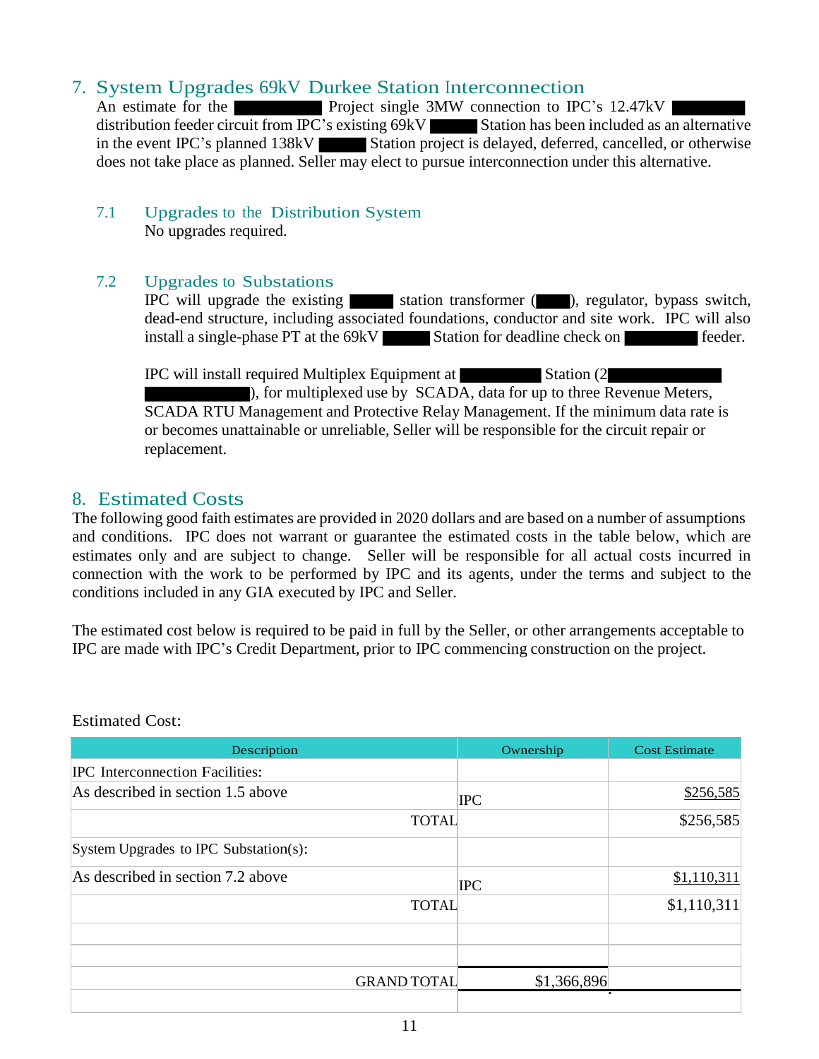## 7. System Upgrades 69kV Durkee Station Interconnection

An estimate for the ████████ Project single 3MW connection to IPC's 12.47kV ████████ distribution feeder circuit from IPC's existing 69kV █████ Station has been included as an alternative in the event IPC's planned 138kV █████ Station project is delayed, deferred, cancelled, or otherwise does not take place as planned. Seller may elect to pursue interconnection under this alternative.

### 7.1 Upgrades to the Distribution System

No upgrades required.

### 7.2 Upgrades to Substations

IPC will upgrade the existing █████ station transformer (████), regulator, bypass switch, dead-end structure, including associated foundations, conductor and site work. IPC will also install a single-phase PT at the 69kV █████ Station for deadline check on ████████ feeder.

IPC will install required Multiplex Equipment at ████████ Station (2████████████ ████████████), for multiplexed use by SCADA, data for up to three Revenue Meters, SCADA RTU Management and Protective Relay Management. If the minimum data rate is or becomes unattainable or unreliable, Seller will be responsible for the circuit repair or replacement.

## 8. Estimated Costs

The following good faith estimates are provided in 2020 dollars and are based on a number of assumptions and conditions. IPC does not warrant or guarantee the estimated costs in the table below, which are estimates only and are subject to change. Seller will be responsible for all actual costs incurred in connection with the work to be performed by IPC and its agents, under the terms and subject to the conditions included in any GIA executed by IPC and Seller.

The estimated cost below is required to be paid in full by the Seller, or other arrangements acceptable to IPC are made with IPC's Credit Department, prior to IPC commencing construction on the project.

Estimated Cost:

| Description | Ownership | Cost Estimate |
|---|---|---|
| IPC Interconnection Facilities: | | |
| As described in section 1.5 above | IPC | $256,585 |
| TOTAL | | $256,585 |
| System Upgrades to IPC Substation(s): | | |
| As described in section 7.2 above | IPC | $1,110,311 |
| TOTAL | | $1,110,311 |
| | | |
| | | |
| GRAND TOTAL | $1,366,896 | |
| | | |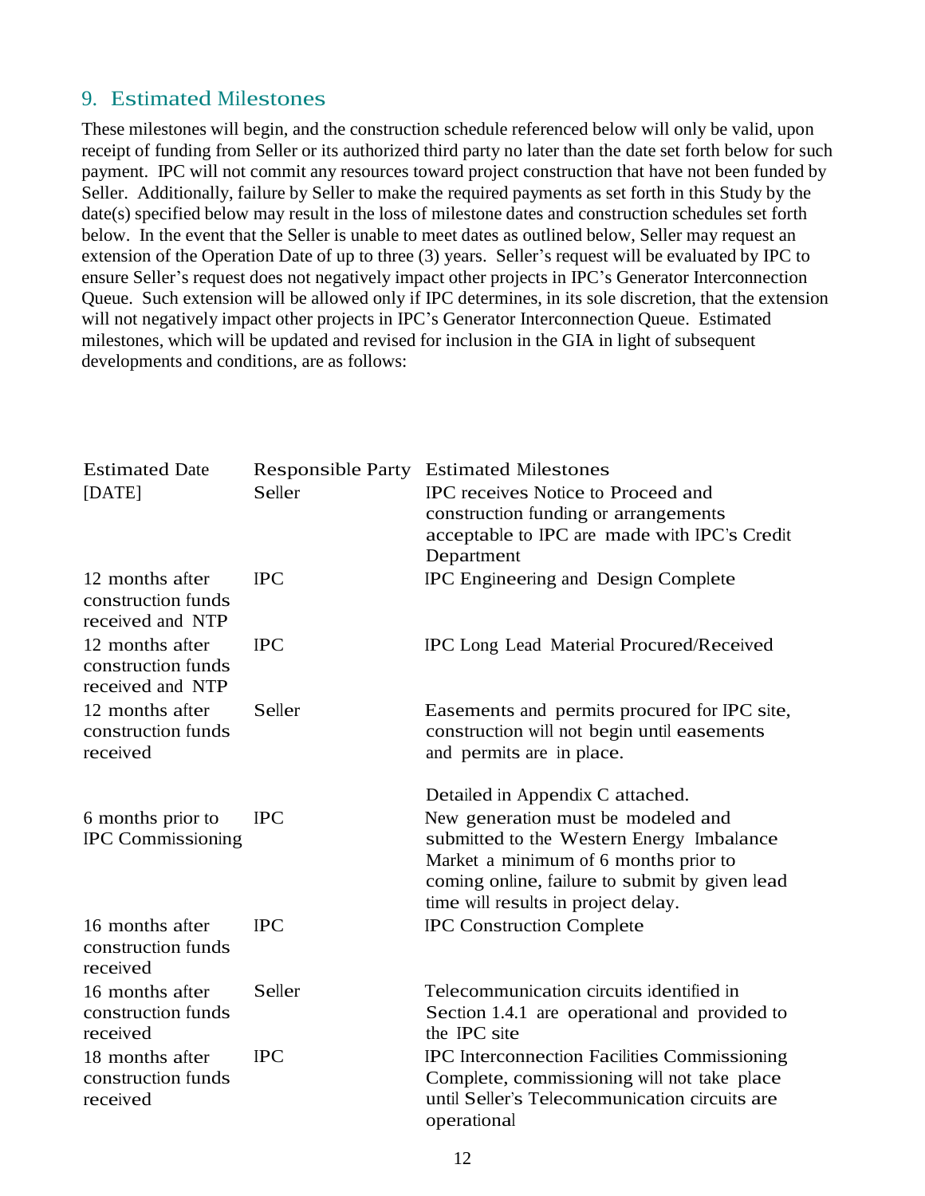## 9. Estimated Milestones

These milestones will begin, and the construction schedule referenced below will only be valid, upon receipt of funding from Seller or its authorized third party no later than the date set forth below for such payment. IPC will not commit any resources toward project construction that have not been funded by Seller. Additionally, failure by Seller to make the required payments as set forth in this Study by the date(s) specified below may result in the loss of milestone dates and construction schedules set forth below. In the event that the Seller is unable to meet dates as outlined below, Seller may request an extension of the Operation Date of up to three (3) years. Seller's request will be evaluated by IPC to ensure Seller's request does not negatively impact other projects in IPC's Generator Interconnection Queue. Such extension will be allowed only if IPC determines, in its sole discretion, that the extension will not negatively impact other projects in IPC's Generator Interconnection Queue. Estimated milestones, which will be updated and revised for inclusion in the GIA in light of subsequent developments and conditions, are as follows:

| Estimated Date | Responsible Party | Estimated Milestones |
|---|---|---|
| [DATE] | Seller | IPC receives Notice to Proceed and construction funding or arrangements acceptable to IPC are made with IPC's Credit Department |
| 12 months after construction funds received and NTP | IPC | IPC Engineering and Design Complete |
| 12 months after construction funds received and NTP | IPC | IPC Long Lead Material Procured/Received |
| 12 months after construction funds received | Seller | Easements and permits procured for IPC site, construction will not begin until easements and permits are in place.<br><br>Detailed in Appendix C attached. |
| 6 months prior to IPC Commissioning | IPC | New generation must be modeled and submitted to the Western Energy Imbalance Market a minimum of 6 months prior to coming online, failure to submit by given lead time will results in project delay. |
| 16 months after construction funds received | IPC | IPC Construction Complete |
| 16 months after construction funds received | Seller | Telecommunication circuits identified in Section 1.4.1 are operational and provided to the IPC site |
| 18 months after construction funds received | IPC | IPC Interconnection Facilities Commissioning Complete, commissioning will not take place until Seller's Telecommunication circuits are operational |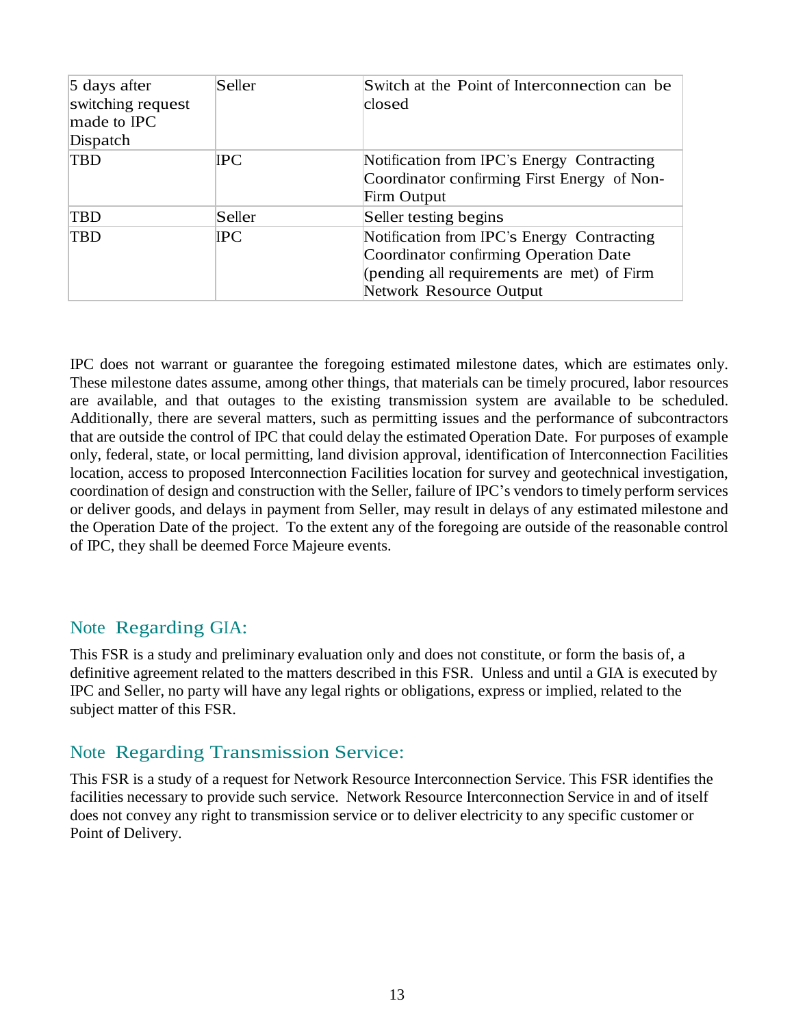| 5 days after switching request made to IPC Dispatch | Seller | Switch at the Point of Interconnection can be closed |
|---|---|---|
| TBD | IPC | Notification from IPC's Energy Contracting Coordinator confirming First Energy of Non-Firm Output |
| TBD | Seller | Seller testing begins |
| TBD | IPC | Notification from IPC's Energy Contracting Coordinator confirming Operation Date (pending all requirements are met) of Firm Network Resource Output |

IPC does not warrant or guarantee the foregoing estimated milestone dates, which are estimates only. These milestone dates assume, among other things, that materials can be timely procured, labor resources are available, and that outages to the existing transmission system are available to be scheduled. Additionally, there are several matters, such as permitting issues and the performance of subcontractors that are outside the control of IPC that could delay the estimated Operation Date. For purposes of example only, federal, state, or local permitting, land division approval, identification of Interconnection Facilities location, access to proposed Interconnection Facilities location for survey and geotechnical investigation, coordination of design and construction with the Seller, failure of IPC's vendors to timely perform services or deliver goods, and delays in payment from Seller, may result in delays of any estimated milestone and the Operation Date of the project. To the extent any of the foregoing are outside of the reasonable control of IPC, they shall be deemed Force Majeure events.

## Note Regarding GIA:

This FSR is a study and preliminary evaluation only and does not constitute, or form the basis of, a definitive agreement related to the matters described in this FSR. Unless and until a GIA is executed by IPC and Seller, no party will have any legal rights or obligations, express or implied, related to the subject matter of this FSR.

## Note Regarding Transmission Service:

This FSR is a study of a request for Network Resource Interconnection Service. This FSR identifies the facilities necessary to provide such service. Network Resource Interconnection Service in and of itself does not convey any right to transmission service or to deliver electricity to any specific customer or Point of Delivery.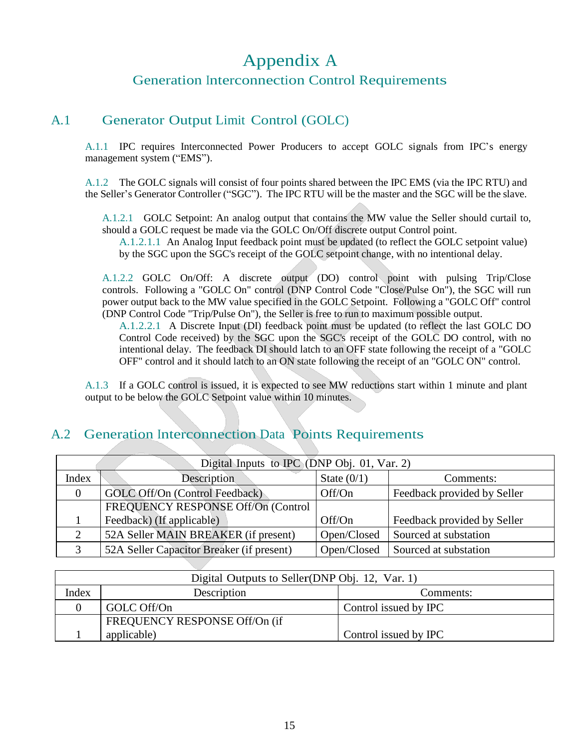# Appendix A

## Generation Interconnection Control Requirements

## A.1 Generator Output Limit Control (GOLC)

A.1.1 IPC requires Interconnected Power Producers to accept GOLC signals from IPC's energy management system ("EMS").

A.1.2 The GOLC signals will consist of four points shared between the IPC EMS (via the IPC RTU) and the Seller's Generator Controller ("SGC"). The IPC RTU will be the master and the SGC will be the slave.

A.1.2.1 GOLC Setpoint: An analog output that contains the MW value the Seller should curtail to, should a GOLC request be made via the GOLC On/Off discrete output Control point.

A.1.2.1.1 An Analog Input feedback point must be updated (to reflect the GOLC setpoint value) by the SGC upon the SGC's receipt of the GOLC setpoint change, with no intentional delay.

A.1.2.2 GOLC On/Off: A discrete output (DO) control point with pulsing Trip/Close controls. Following a "GOLC On" control (DNP Control Code "Close/Pulse On"), the SGC will run power output back to the MW value specified in the GOLC Setpoint. Following a "GOLC Off" control (DNP Control Code "Trip/Pulse On"), the Seller is free to run to maximum possible output.

A.1.2.2.1 A Discrete Input (DI) feedback point must be updated (to reflect the last GOLC DO Control Code received) by the SGC upon the SGC's receipt of the GOLC DO control, with no intentional delay. The feedback DI should latch to an OFF state following the receipt of a "GOLC OFF" control and it should latch to an ON state following the receipt of an "GOLC ON" control.

A.1.3 If a GOLC control is issued, it is expected to see MW reductions start within 1 minute and plant output to be below the GOLC Setpoint value within 10 minutes.

## A.2 Generation Interconnection Data Points Requirements

| Digital Inputs to IPC (DNP Obj. 01, Var. 2) | | | |
|---|---|---|---|
| Index | Description | State (0/1) | Comments: |
| 0 | GOLC Off/On (Control Feedback) | Off/On | Feedback provided by Seller |
| 1 | FREQUENCY RESPONSE Off/On (Control Feedback) (If applicable) | Off/On | Feedback provided by Seller |
| 2 | 52A Seller MAIN BREAKER (if present) | Open/Closed | Sourced at substation |
| 3 | 52A Seller Capacitor Breaker (if present) | Open/Closed | Sourced at substation |

| Digital Outputs to Seller(DNP Obj. 12, Var. 1) | | |
|---|---|---|
| Index | Description | Comments: |
| 0 | GOLC Off/On | Control issued by IPC |
| 1 | FREQUENCY RESPONSE Off/On (if applicable) | Control issued by IPC |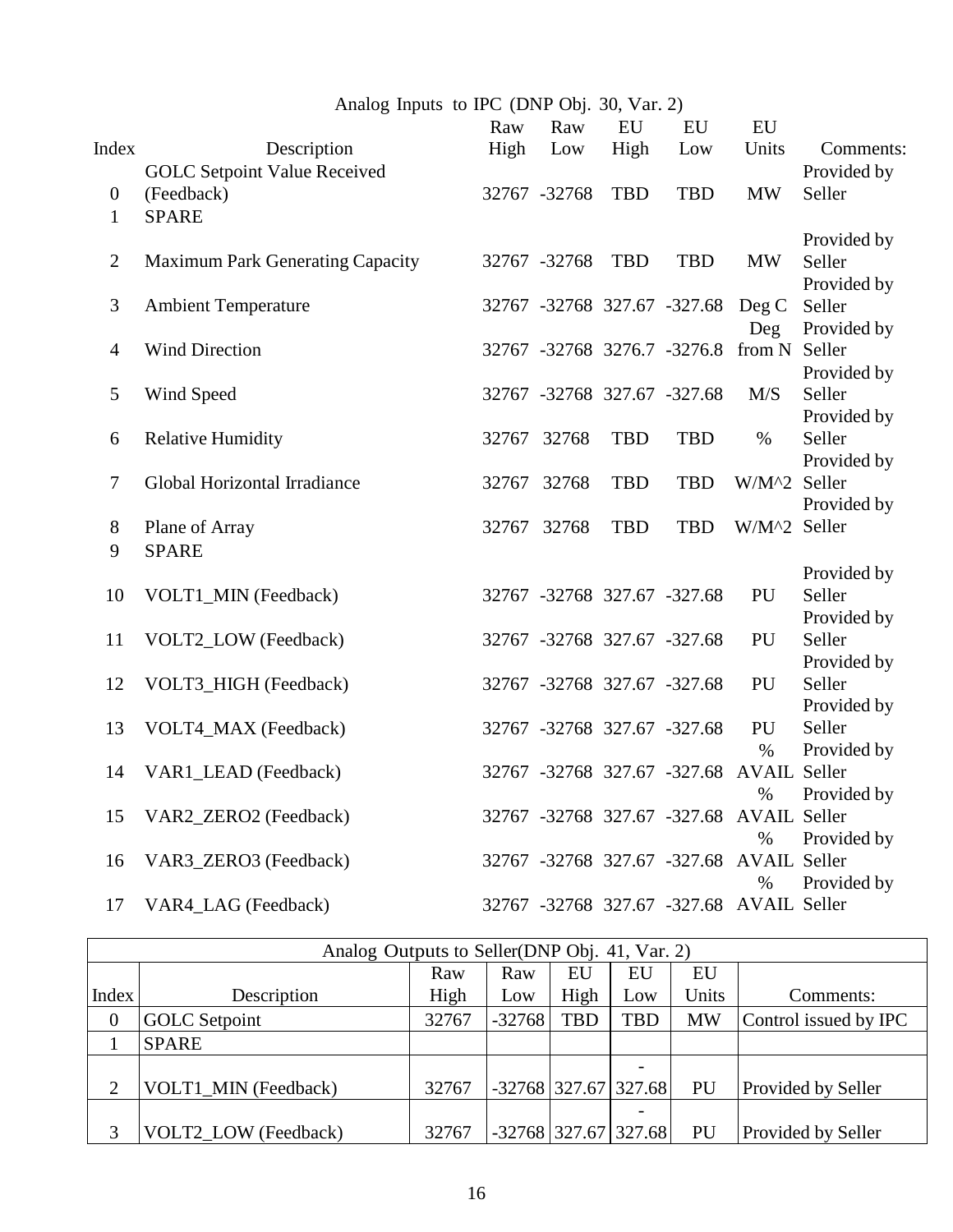Analog Inputs to IPC (DNP Obj. 30, Var. 2)

| Index | Description | Raw High | Raw Low | EU High | EU Low | EU Units | Comments: |
|---|---|---|---|---|---|---|---|
| 0 | GOLC Setpoint Value Received (Feedback) | 32767 | -32768 | TBD | TBD | MW | Provided by Seller |
| 1 | SPARE | | | | | | |
| 2 | Maximum Park Generating Capacity | 32767 | -32768 | TBD | TBD | MW | Provided by Seller |
| 3 | Ambient Temperature | 32767 | -32768 | 327.67 | -327.68 | Deg C | Provided by Seller |
| 4 | Wind Direction | 32767 | -32768 | 3276.7 | -3276.8 | Deg from N | Provided by Seller |
| 5 | Wind Speed | 32767 | -32768 | 327.67 | -327.68 | M/S | Provided by Seller |
| 6 | Relative Humidity | 32767 | 32768 | TBD | TBD | % | Provided by Seller |
| 7 | Global Horizontal Irradiance | 32767 | 32768 | TBD | TBD | W/M^2 | Provided by Seller |
| 8 | Plane of Array | 32767 | 32768 | TBD | TBD | W/M^2 | Provided by Seller |
| 9 | SPARE | | | | | | |
| 10 | VOLT1_MIN (Feedback) | 32767 | -32768 | 327.67 | -327.68 | PU | Provided by Seller |
| 11 | VOLT2_LOW (Feedback) | 32767 | -32768 | 327.67 | -327.68 | PU | Provided by Seller |
| 12 | VOLT3_HIGH (Feedback) | 32767 | -32768 | 327.67 | -327.68 | PU | Provided by Seller |
| 13 | VOLT4_MAX (Feedback) | 32767 | -32768 | 327.67 | -327.68 | PU | Provided by Seller |
| 14 | VAR1_LEAD (Feedback) | 32767 | -32768 | 327.67 | -327.68 | % AVAIL | Provided by Seller |
| 15 | VAR2_ZERO2 (Feedback) | 32767 | -32768 | 327.67 | -327.68 | % AVAIL | Provided by Seller |
| 16 | VAR3_ZERO3 (Feedback) | 32767 | -32768 | 327.67 | -327.68 | % AVAIL | Provided by Seller |
| 17 | VAR4_LAG (Feedback) | 32767 | -32768 | 327.67 | -327.68 | % AVAIL | Provided by Seller |

| Analog Outputs to Seller(DNP Obj. 41, Var. 2) | | | | | | | |
|---|---|---|---|---|---|---|---|
| Index | Description | Raw High | Raw Low | EU High | EU Low | EU Units | Comments: |
| 0 | GOLC Setpoint | 32767 | -32768 | TBD | TBD | MW | Control issued by IPC |
| 1 | SPARE | | | | | | |
| 2 | VOLT1_MIN (Feedback) | 32767 | -32768 | 327.67 | -327.68 | PU | Provided by Seller |
| 3 | VOLT2_LOW (Feedback) | 32767 | -32768 | 327.67 | -327.68 | PU | Provided by Seller |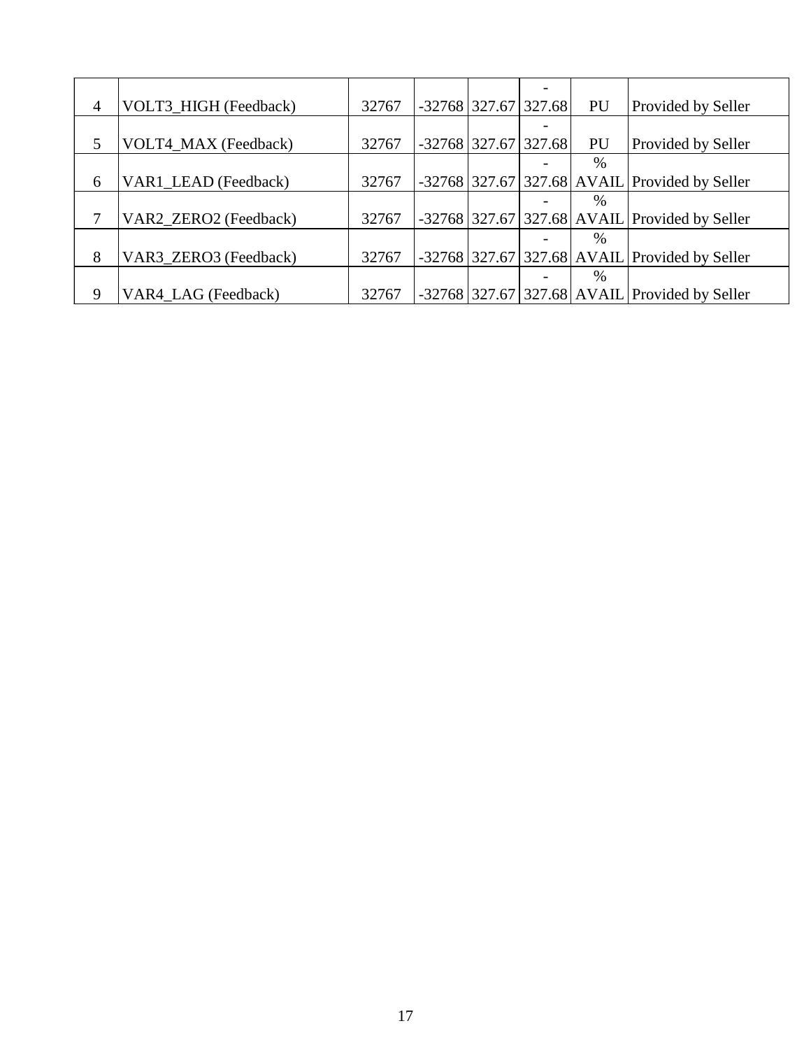| 4 | VOLT3_HIGH (Feedback) | 32767 | -32768 | 327.67 | -327.68 | PU | Provided by Seller |
|---|---|---|---|---|---|---|---|
| 5 | VOLT4_MAX (Feedback) | 32767 | -32768 | 327.67 | -327.68 | PU | Provided by Seller |
| 6 | VAR1_LEAD (Feedback) | 32767 | -32768 | 327.67 | -327.68 | % AVAIL | Provided by Seller |
| 7 | VAR2_ZERO2 (Feedback) | 32767 | -32768 | 327.67 | -327.68 | % AVAIL | Provided by Seller |
| 8 | VAR3_ZERO3 (Feedback) | 32767 | -32768 | 327.67 | -327.68 | % AVAIL | Provided by Seller |
| 9 | VAR4_LAG (Feedback) | 32767 | -32768 | 327.67 | -327.68 | % AVAIL | Provided by Seller |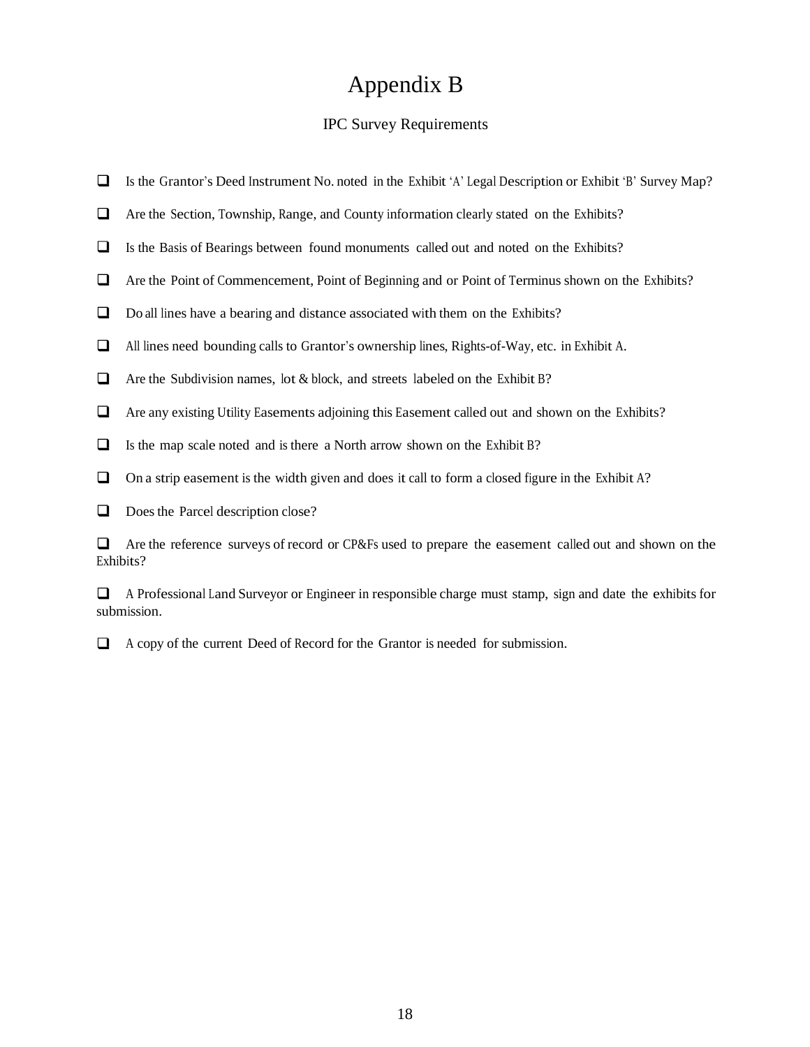# Appendix B

## IPC Survey Requirements

- ❑ Is the Grantor's Deed Instrument No. noted in the Exhibit 'A' Legal Description or Exhibit 'B' Survey Map?
- ❑ Are the Section, Township, Range, and County information clearly stated on the Exhibits?
- ❑ Is the Basis of Bearings between found monuments called out and noted on the Exhibits?
- ❑ Are the Point of Commencement, Point of Beginning and or Point of Terminus shown on the Exhibits?
- ❑ Do all lines have a bearing and distance associated with them on the Exhibits?
- ❑ All lines need bounding calls to Grantor's ownership lines, Rights-of-Way, etc. in Exhibit A.
- ❑ Are the Subdivision names, lot & block, and streets labeled on the Exhibit B?
- ❑ Are any existing Utility Easements adjoining this Easement called out and shown on the Exhibits?
- ❑ Is the map scale noted and is there a North arrow shown on the Exhibit B?
- ❑ On a strip easement is the width given and does it call to form a closed figure in the Exhibit A?
- ❑ Does the Parcel description close?
- ❑ Are the reference surveys of record or CP&Fs used to prepare the easement called out and shown on the Exhibits?
- ❑ A Professional Land Surveyor or Engineer in responsible charge must stamp, sign and date the exhibits for submission.
- ❑ A copy of the current Deed of Record for the Grantor is needed for submission.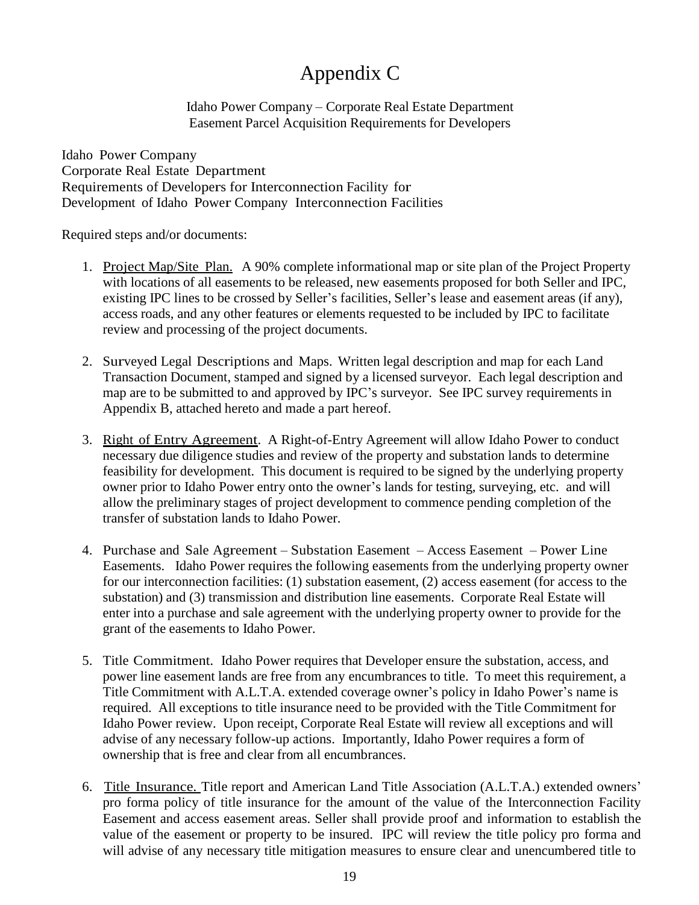# Appendix C

Idaho Power Company – Corporate Real Estate Department
Easement Parcel Acquisition Requirements for Developers

Idaho Power Company
Corporate Real Estate Department
Requirements of Developers for Interconnection Facility for
Development of Idaho Power Company Interconnection Facilities

Required steps and/or documents:

1. Project Map/Site Plan. A 90% complete informational map or site plan of the Project Property with locations of all easements to be released, new easements proposed for both Seller and IPC, existing IPC lines to be crossed by Seller's facilities, Seller's lease and easement areas (if any), access roads, and any other features or elements requested to be included by IPC to facilitate review and processing of the project documents.

2. Surveyed Legal Descriptions and Maps. Written legal description and map for each Land Transaction Document, stamped and signed by a licensed surveyor. Each legal description and map are to be submitted to and approved by IPC's surveyor. See IPC survey requirements in Appendix B, attached hereto and made a part hereof.

3. Right of Entry Agreement. A Right-of-Entry Agreement will allow Idaho Power to conduct necessary due diligence studies and review of the property and substation lands to determine feasibility for development. This document is required to be signed by the underlying property owner prior to Idaho Power entry onto the owner's lands for testing, surveying, etc. and will allow the preliminary stages of project development to commence pending completion of the transfer of substation lands to Idaho Power.

4. Purchase and Sale Agreement – Substation Easement – Access Easement – Power Line Easements. Idaho Power requires the following easements from the underlying property owner for our interconnection facilities: (1) substation easement, (2) access easement (for access to the substation) and (3) transmission and distribution line easements. Corporate Real Estate will enter into a purchase and sale agreement with the underlying property owner to provide for the grant of the easements to Idaho Power.

5. Title Commitment. Idaho Power requires that Developer ensure the substation, access, and power line easement lands are free from any encumbrances to title. To meet this requirement, a Title Commitment with A.L.T.A. extended coverage owner's policy in Idaho Power's name is required. All exceptions to title insurance need to be provided with the Title Commitment for Idaho Power review. Upon receipt, Corporate Real Estate will review all exceptions and will advise of any necessary follow-up actions. Importantly, Idaho Power requires a form of ownership that is free and clear from all encumbrances.

6. Title Insurance. Title report and American Land Title Association (A.L.T.A.) extended owners' pro forma policy of title insurance for the amount of the value of the Interconnection Facility Easement and access easement areas. Seller shall provide proof and information to establish the value of the easement or property to be insured. IPC will review the title policy pro forma and will advise of any necessary title mitigation measures to ensure clear and unencumbered title to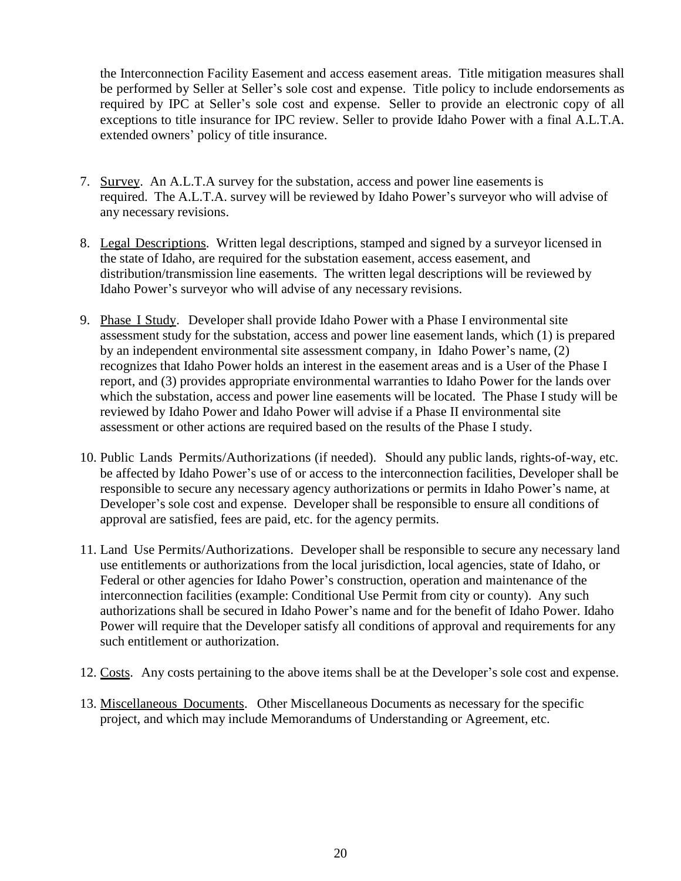the Interconnection Facility Easement and access easement areas. Title mitigation measures shall be performed by Seller at Seller's sole cost and expense. Title policy to include endorsements as required by IPC at Seller's sole cost and expense. Seller to provide an electronic copy of all exceptions to title insurance for IPC review. Seller to provide Idaho Power with a final A.L.T.A. extended owners' policy of title insurance.

7. Survey. An A.L.T.A survey for the substation, access and power line easements is required. The A.L.T.A. survey will be reviewed by Idaho Power's surveyor who will advise of any necessary revisions.

8. Legal Descriptions. Written legal descriptions, stamped and signed by a surveyor licensed in the state of Idaho, are required for the substation easement, access easement, and distribution/transmission line easements. The written legal descriptions will be reviewed by Idaho Power's surveyor who will advise of any necessary revisions.

9. Phase I Study. Developer shall provide Idaho Power with a Phase I environmental site assessment study for the substation, access and power line easement lands, which (1) is prepared by an independent environmental site assessment company, in Idaho Power's name, (2) recognizes that Idaho Power holds an interest in the easement areas and is a User of the Phase I report, and (3) provides appropriate environmental warranties to Idaho Power for the lands over which the substation, access and power line easements will be located. The Phase I study will be reviewed by Idaho Power and Idaho Power will advise if a Phase II environmental site assessment or other actions are required based on the results of the Phase I study.

10. Public Lands Permits/Authorizations (if needed). Should any public lands, rights-of-way, etc. be affected by Idaho Power's use of or access to the interconnection facilities, Developer shall be responsible to secure any necessary agency authorizations or permits in Idaho Power's name, at Developer's sole cost and expense. Developer shall be responsible to ensure all conditions of approval are satisfied, fees are paid, etc. for the agency permits.

11. Land Use Permits/Authorizations. Developer shall be responsible to secure any necessary land use entitlements or authorizations from the local jurisdiction, local agencies, state of Idaho, or Federal or other agencies for Idaho Power's construction, operation and maintenance of the interconnection facilities (example: Conditional Use Permit from city or county). Any such authorizations shall be secured in Idaho Power's name and for the benefit of Idaho Power. Idaho Power will require that the Developer satisfy all conditions of approval and requirements for any such entitlement or authorization.

12. Costs. Any costs pertaining to the above items shall be at the Developer's sole cost and expense.

13. Miscellaneous Documents. Other Miscellaneous Documents as necessary for the specific project, and which may include Memorandums of Understanding or Agreement, etc.